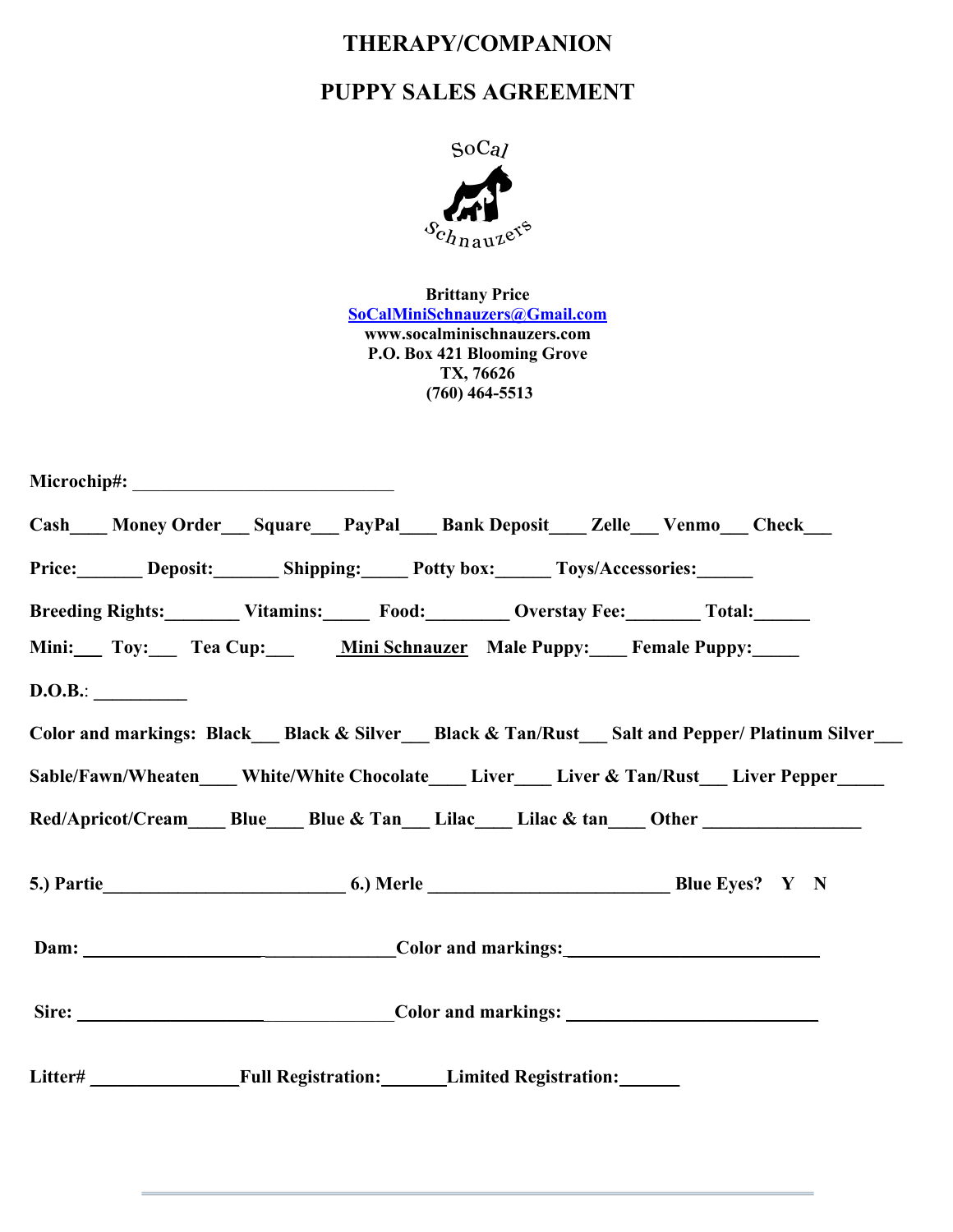# THERAPY/COMPANION

# PUPPY SALES AGREEMENT

SoCal Schnauzers

**Brittany Price**
**SoCalMiniSchnauzers@Gmail.com**
**www.socalminischnauzers.com**
**P.O. Box 421 Blooming Grove**
**TX, 76626**
**(760) 464-5513**

**Microchip#:** ____________________________

**Cash____ Money Order___ Square___ PayPal____ Bank Deposit____ Zelle___ Venmo___ Check___**

**Price:_______ Deposit:_______ Shipping:_____ Potty box:______ Toys/Accessories:______**

**Breeding Rights:________ Vitamins:_____ Food:_________ Overstay Fee:________ Total:______**

**Mini:___ Toy:___ Tea Cup:___ Mini Schnauzer Male Puppy:____ Female Puppy:_____**

**D.O.B.**: __________

**Color and markings: Black___ Black & Silver___ Black & Tan/Rust___ Salt and Pepper/ Platinum Silver___**

**Sable/Fawn/Wheaten____ White/White Chocolate____ Liver____ Liver & Tan/Rust___ Liver Pepper_____**

**Red/Apricot/Cream____ Blue____ Blue & Tan___ Lilac____ Lilac & tan____ Other _________________**

**5.) Partie__________________________ 6.) Merle __________________________ Blue Eyes? Y N**

**Dam:** ___________________________________**Color and markings:**___________________________

**Sire:** ___________________________________**Color and markings:** ___________________________

**Litter#** ________________**Full Registration:**_______**Limited Registration:**______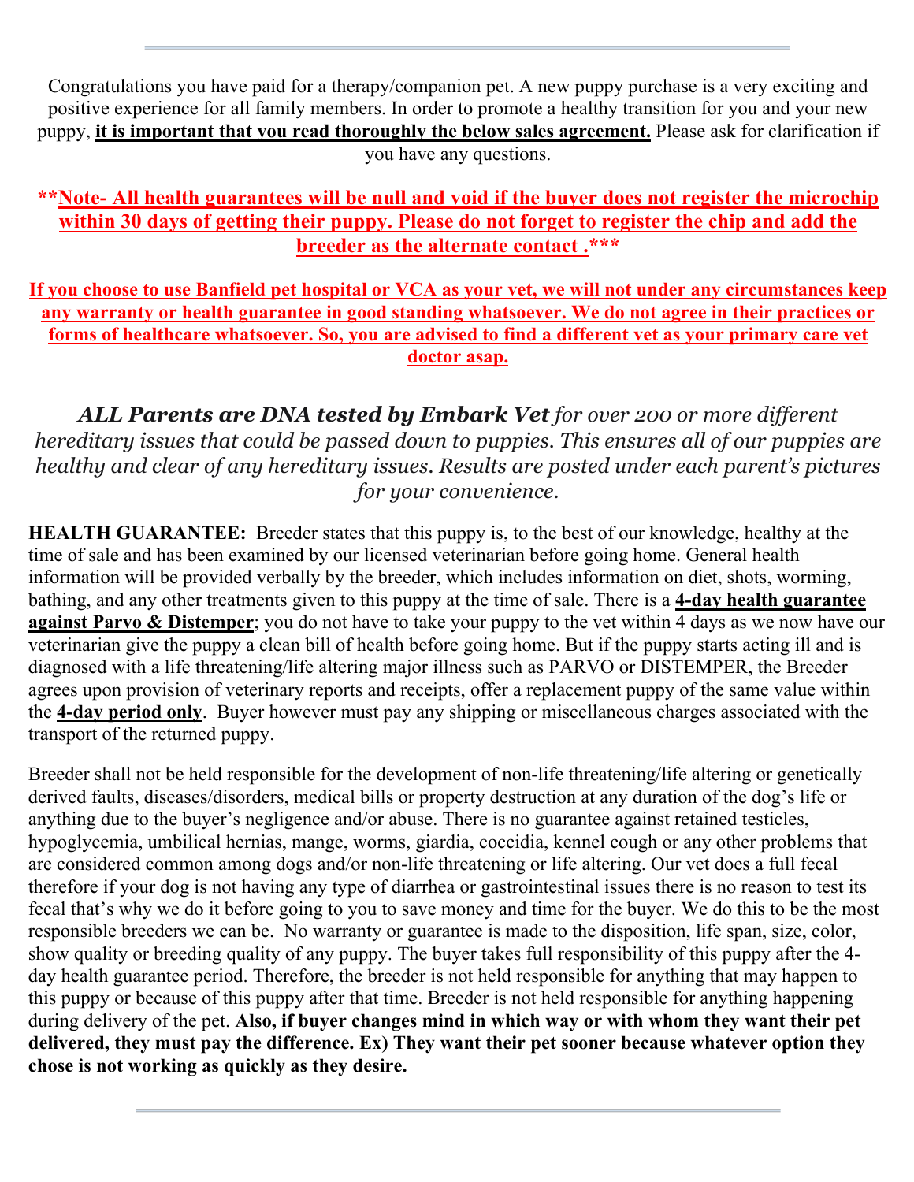Congratulations you have paid for a therapy/companion pet. A new puppy purchase is a very exciting and positive experience for all family members. In order to promote a healthy transition for you and your new puppy, **it is important that you read thoroughly the below sales agreement.** Please ask for clarification if you have any questions.

****Note- All health guarantees will be null and void if the buyer does not register the microchip within 30 days of getting their puppy. Please do not forget to register the chip and add the breeder as the alternate contact .*****

**If you choose to use Banfield pet hospital or VCA as your vet, we will not under any circumstances keep any warranty or health guarantee in good standing whatsoever. We do not agree in their practices or forms of healthcare whatsoever. So, you are advised to find a different vet as your primary care vet doctor asap.**

***ALL Parents are DNA tested by Embark Vet** for over 200 or more different hereditary issues that could be passed down to puppies. This ensures all of our puppies are healthy and clear of any hereditary issues. Results are posted under each parent's pictures for your convenience.*

**HEALTH GUARANTEE:** Breeder states that this puppy is, to the best of our knowledge, healthy at the time of sale and has been examined by our licensed veterinarian before going home. General health information will be provided verbally by the breeder, which includes information on diet, shots, worming, bathing, and any other treatments given to this puppy at the time of sale. There is a **4-day health guarantee against Parvo & Distemper**; you do not have to take your puppy to the vet within 4 days as we now have our veterinarian give the puppy a clean bill of health before going home. But if the puppy starts acting ill and is diagnosed with a life threatening/life altering major illness such as PARVO or DISTEMPER, the Breeder agrees upon provision of veterinary reports and receipts, offer a replacement puppy of the same value within the **4-day period only**. Buyer however must pay any shipping or miscellaneous charges associated with the transport of the returned puppy.

Breeder shall not be held responsible for the development of non-life threatening/life altering or genetically derived faults, diseases/disorders, medical bills or property destruction at any duration of the dog's life or anything due to the buyer's negligence and/or abuse. There is no guarantee against retained testicles, hypoglycemia, umbilical hernias, mange, worms, giardia, coccidia, kennel cough or any other problems that are considered common among dogs and/or non-life threatening or life altering. Our vet does a full fecal therefore if your dog is not having any type of diarrhea or gastrointestinal issues there is no reason to test its fecal that's why we do it before going to you to save money and time for the buyer. We do this to be the most responsible breeders we can be. No warranty or guarantee is made to the disposition, life span, size, color, show quality or breeding quality of any puppy. The buyer takes full responsibility of this puppy after the 4-day health guarantee period. Therefore, the breeder is not held responsible for anything that may happen to this puppy or because of this puppy after that time. Breeder is not held responsible for anything happening during delivery of the pet. **Also, if buyer changes mind in which way or with whom they want their pet delivered, they must pay the difference. Ex) They want their pet sooner because whatever option they chose is not working as quickly as they desire.**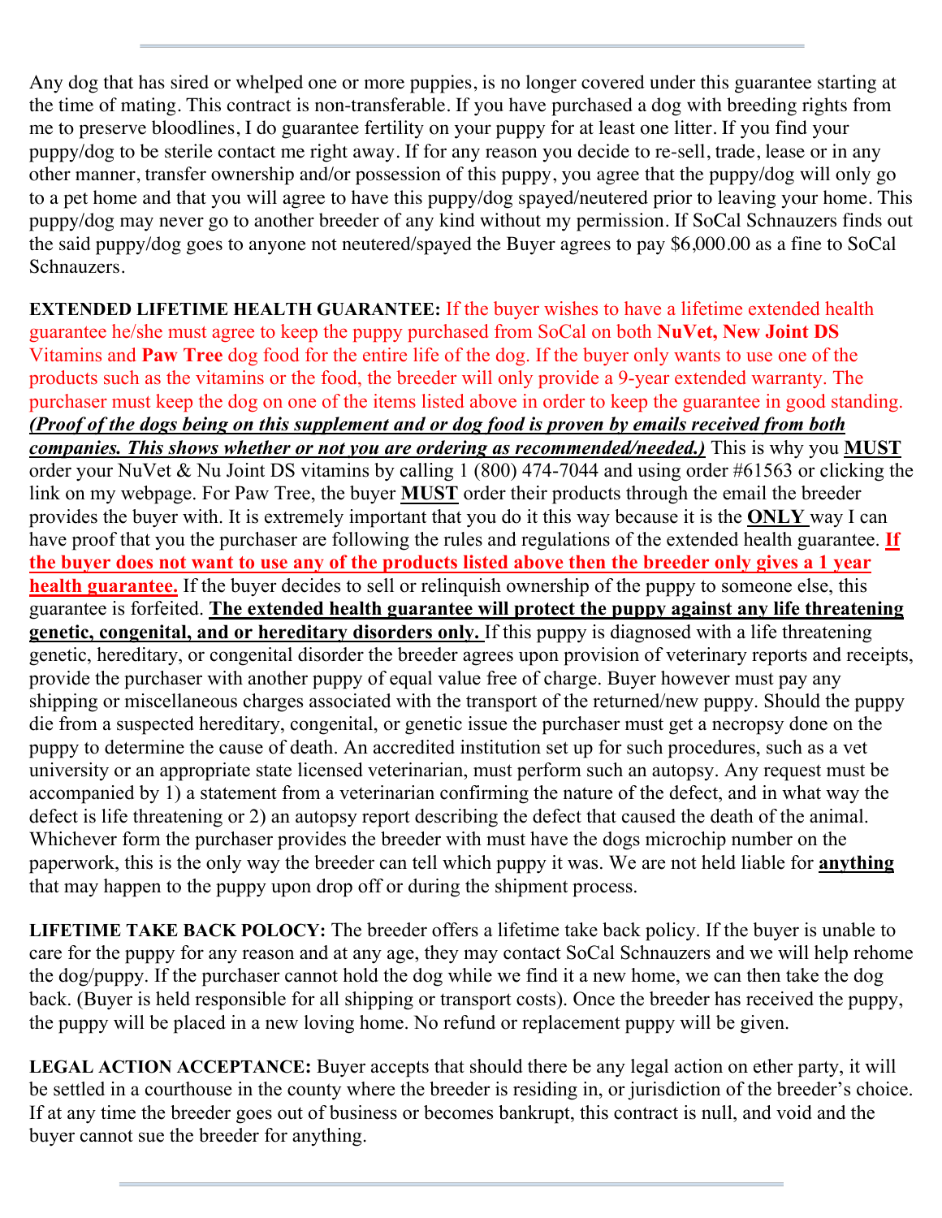Any dog that has sired or whelped one or more puppies, is no longer covered under this guarantee starting at the time of mating. This contract is non-transferable. If you have purchased a dog with breeding rights from me to preserve bloodlines, I do guarantee fertility on your puppy for at least one litter. If you find your puppy/dog to be sterile contact me right away. If for any reason you decide to re-sell, trade, lease or in any other manner, transfer ownership and/or possession of this puppy, you agree that the puppy/dog will only go to a pet home and that you will agree to have this puppy/dog spayed/neutered prior to leaving your home. This puppy/dog may never go to another breeder of any kind without my permission. If SoCal Schnauzers finds out the said puppy/dog goes to anyone not neutered/spayed the Buyer agrees to pay $6,000.00 as a fine to SoCal Schnauzers.

**EXTENDED LIFETIME HEALTH GUARANTEE:** If the buyer wishes to have a lifetime extended health guarantee he/she must agree to keep the puppy purchased from SoCal on both **NuVet, New Joint DS** Vitamins and **Paw Tree** dog food for the entire life of the dog. If the buyer only wants to use one of the products such as the vitamins or the food, the breeder will only provide a 9-year extended warranty. The purchaser must keep the dog on one of the items listed above in order to keep the guarantee in good standing. ***(Proof of the dogs being on this supplement and or dog food is proven by emails received from both companies. This shows whether or not you are ordering as recommended/needed.)*** This is why you **MUST** order your NuVet & Nu Joint DS vitamins by calling 1 (800) 474-7044 and using order #61563 or clicking the link on my webpage. For Paw Tree, the buyer **MUST** order their products through the email the breeder provides the buyer with. It is extremely important that you do it this way because it is the **ONLY** way I can have proof that you the purchaser are following the rules and regulations of the extended health guarantee. **If the buyer does not want to use any of the products listed above then the breeder only gives a 1 year health guarantee.** If the buyer decides to sell or relinquish ownership of the puppy to someone else, this guarantee is forfeited. **The extended health guarantee will protect the puppy against any life threatening genetic, congenital, and or hereditary disorders only.** If this puppy is diagnosed with a life threatening genetic, hereditary, or congenital disorder the breeder agrees upon provision of veterinary reports and receipts, provide the purchaser with another puppy of equal value free of charge. Buyer however must pay any shipping or miscellaneous charges associated with the transport of the returned/new puppy. Should the puppy die from a suspected hereditary, congenital, or genetic issue the purchaser must get a necropsy done on the puppy to determine the cause of death. An accredited institution set up for such procedures, such as a vet university or an appropriate state licensed veterinarian, must perform such an autopsy. Any request must be accompanied by 1) a statement from a veterinarian confirming the nature of the defect, and in what way the defect is life threatening or 2) an autopsy report describing the defect that caused the death of the animal. Whichever form the purchaser provides the breeder with must have the dogs microchip number on the paperwork, this is the only way the breeder can tell which puppy it was. We are not held liable for **anything** that may happen to the puppy upon drop off or during the shipment process.

**LIFETIME TAKE BACK POLOCY:** The breeder offers a lifetime take back policy. If the buyer is unable to care for the puppy for any reason and at any age, they may contact SoCal Schnauzers and we will help rehome the dog/puppy. If the purchaser cannot hold the dog while we find it a new home, we can then take the dog back. (Buyer is held responsible for all shipping or transport costs). Once the breeder has received the puppy, the puppy will be placed in a new loving home. No refund or replacement puppy will be given.

**LEGAL ACTION ACCEPTANCE:** Buyer accepts that should there be any legal action on ether party, it will be settled in a courthouse in the county where the breeder is residing in, or jurisdiction of the breeder's choice. If at any time the breeder goes out of business or becomes bankrupt, this contract is null, and void and the buyer cannot sue the breeder for anything.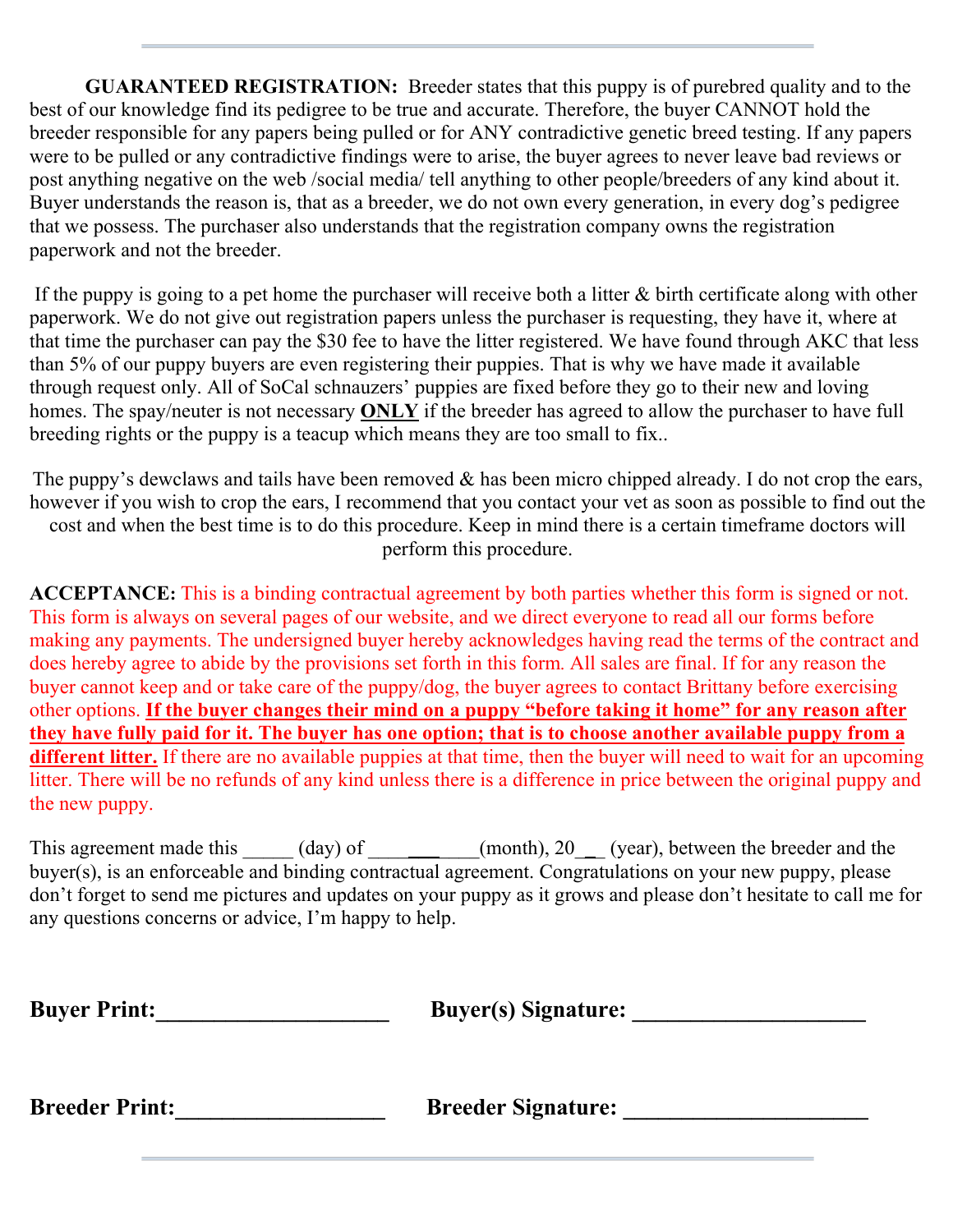**GUARANTEED REGISTRATION:** Breeder states that this puppy is of purebred quality and to the best of our knowledge find its pedigree to be true and accurate. Therefore, the buyer CANNOT hold the breeder responsible for any papers being pulled or for ANY contradictive genetic breed testing. If any papers were to be pulled or any contradictive findings were to arise, the buyer agrees to never leave bad reviews or post anything negative on the web /social media/ tell anything to other people/breeders of any kind about it. Buyer understands the reason is, that as a breeder, we do not own every generation, in every dog's pedigree that we possess. The purchaser also understands that the registration company owns the registration paperwork and not the breeder.

If the puppy is going to a pet home the purchaser will receive both a litter & birth certificate along with other paperwork. We do not give out registration papers unless the purchaser is requesting, they have it, where at that time the purchaser can pay the $30 fee to have the litter registered. We have found through AKC that less than 5% of our puppy buyers are even registering their puppies. That is why we have made it available through request only. All of SoCal schnauzers' puppies are fixed before they go to their new and loving homes. The spay/neuter is not necessary **ONLY** if the breeder has agreed to allow the purchaser to have full breeding rights or the puppy is a teacup which means they are too small to fix..

The puppy's dewclaws and tails have been removed & has been micro chipped already. I do not crop the ears, however if you wish to crop the ears, I recommend that you contact your vet as soon as possible to find out the cost and when the best time is to do this procedure. Keep in mind there is a certain timeframe doctors will perform this procedure.

**ACCEPTANCE:** This is a binding contractual agreement by both parties whether this form is signed or not. This form is always on several pages of our website, and we direct everyone to read all our forms before making any payments. The undersigned buyer hereby acknowledges having read the terms of the contract and does hereby agree to abide by the provisions set forth in this form. All sales are final. If for any reason the buyer cannot keep and or take care of the puppy/dog, the buyer agrees to contact Brittany before exercising other options. **If the buyer changes their mind on a puppy "before taking it home" for any reason after they have fully paid for it. The buyer has one option; that is to choose another available puppy from a different litter.** If there are no available puppies at that time, then the buyer will need to wait for an upcoming litter. There will be no refunds of any kind unless there is a difference in price between the original puppy and the new puppy.

This agreement made this _____ (day) of ___________(month), 20__ (year), between the breeder and the buyer(s), is an enforceable and binding contractual agreement. Congratulations on your new puppy, please don't forget to send me pictures and updates on your puppy as it grows and please don't hesitate to call me for any questions concerns or advice, I'm happy to help.

**Buyer Print:**____________________ **Buyer(s) Signature:** ____________________

**Breeder Print:**__________________ **Breeder Signature:** _____________________